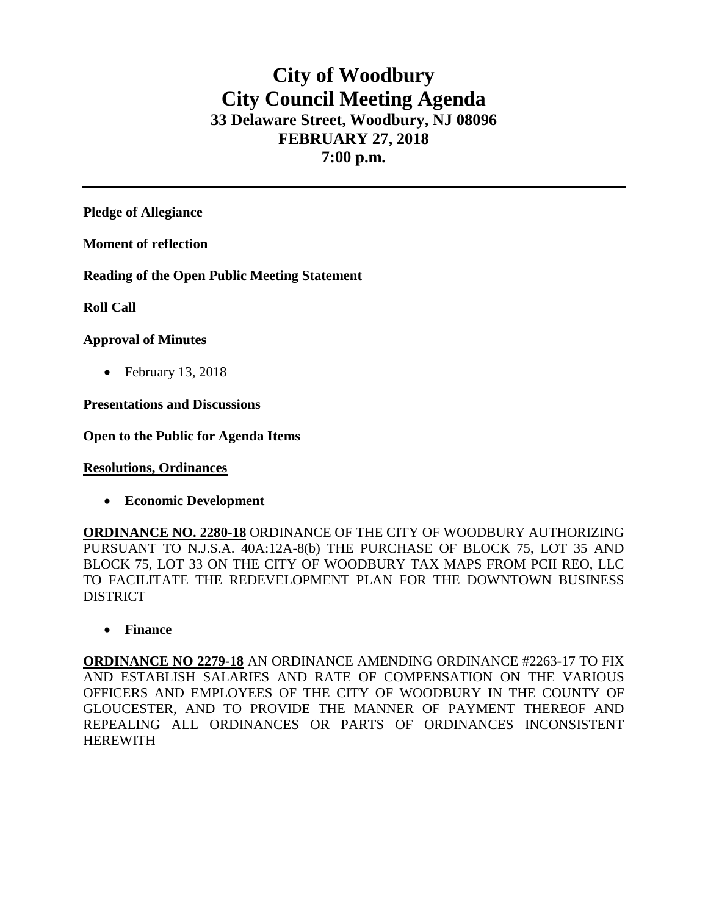# City of Woodbury
# City Council Meeting Agenda
### 33 Delaware Street, Woodbury, NJ 08096
### FEBRUARY 27, 2018
### 7:00 p.m.

---

**Pledge of Allegiance**

**Moment of reflection**

**Reading of the Open Public Meeting Statement**

**Roll Call**

**Approval of Minutes**

- February 13, 2018

**Presentations and Discussions**

**Open to the Public for Agenda Items**

**Resolutions, Ordinances**

- **Economic Development**

**ORDINANCE NO. 2280-18** ORDINANCE OF THE CITY OF WOODBURY AUTHORIZING PURSUANT TO N.J.S.A. 40A:12A-8(b) THE PURCHASE OF BLOCK 75, LOT 35 AND BLOCK 75, LOT 33 ON THE CITY OF WOODBURY TAX MAPS FROM PCII REO, LLC TO FACILITATE THE REDEVELOPMENT PLAN FOR THE DOWNTOWN BUSINESS DISTRICT

- **Finance**

**ORDINANCE NO 2279-18** AN ORDINANCE AMENDING ORDINANCE #2263-17 TO FIX AND ESTABLISH SALARIES AND RATE OF COMPENSATION ON THE VARIOUS OFFICERS AND EMPLOYEES OF THE CITY OF WOODBURY IN THE COUNTY OF GLOUCESTER, AND TO PROVIDE THE MANNER OF PAYMENT THEREOF AND REPEALING ALL ORDINANCES OR PARTS OF ORDINANCES INCONSISTENT HEREWITH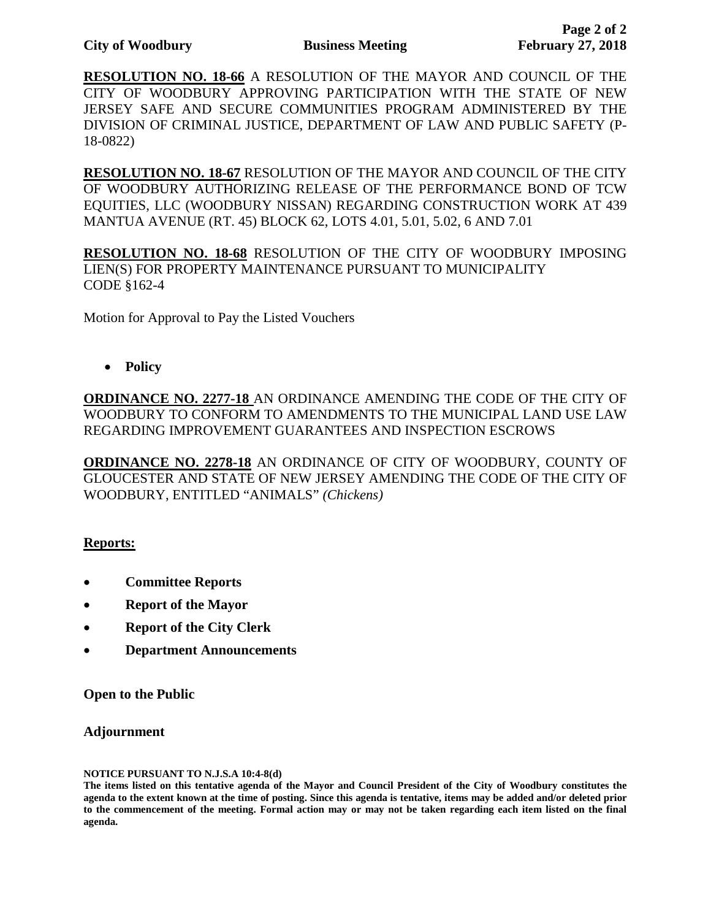**RESOLUTION NO. 18-66** A RESOLUTION OF THE MAYOR AND COUNCIL OF THE CITY OF WOODBURY APPROVING PARTICIPATION WITH THE STATE OF NEW JERSEY SAFE AND SECURE COMMUNITIES PROGRAM ADMINISTERED BY THE DIVISION OF CRIMINAL JUSTICE, DEPARTMENT OF LAW AND PUBLIC SAFETY (P-18-0822)

**RESOLUTION NO. 18-67** RESOLUTION OF THE MAYOR AND COUNCIL OF THE CITY OF WOODBURY AUTHORIZING RELEASE OF THE PERFORMANCE BOND OF TCW EQUITIES, LLC (WOODBURY NISSAN) REGARDING CONSTRUCTION WORK AT 439 MANTUA AVENUE (RT. 45) BLOCK 62, LOTS 4.01, 5.01, 5.02, 6 AND 7.01

**RESOLUTION NO. 18-68** RESOLUTION OF THE CITY OF WOODBURY IMPOSING LIEN(S) FOR PROPERTY MAINTENANCE PURSUANT TO MUNICIPALITY CODE §162-4

Motion for Approval to Pay the Listed Vouchers

- **Policy**

**ORDINANCE NO. 2277-18** AN ORDINANCE AMENDING THE CODE OF THE CITY OF WOODBURY TO CONFORM TO AMENDMENTS TO THE MUNICIPAL LAND USE LAW REGARDING IMPROVEMENT GUARANTEES AND INSPECTION ESCROWS

**ORDINANCE NO. 2278-18** AN ORDINANCE OF CITY OF WOODBURY, COUNTY OF GLOUCESTER AND STATE OF NEW JERSEY AMENDING THE CODE OF THE CITY OF WOODBURY, ENTITLED "ANIMALS" *(Chickens)*

## Reports:

- **Committee Reports**
- **Report of the Mayor**
- **Report of the City Clerk**
- **Department Announcements**

## Open to the Public

## Adjournment

**NOTICE PURSUANT TO N.J.S.A 10:4-8(d)**
**The items listed on this tentative agenda of the Mayor and Council President of the City of Woodbury constitutes the agenda to the extent known at the time of posting. Since this agenda is tentative, items may be added and/or deleted prior to the commencement of the meeting. Formal action may or may not be taken regarding each item listed on the final agenda.**